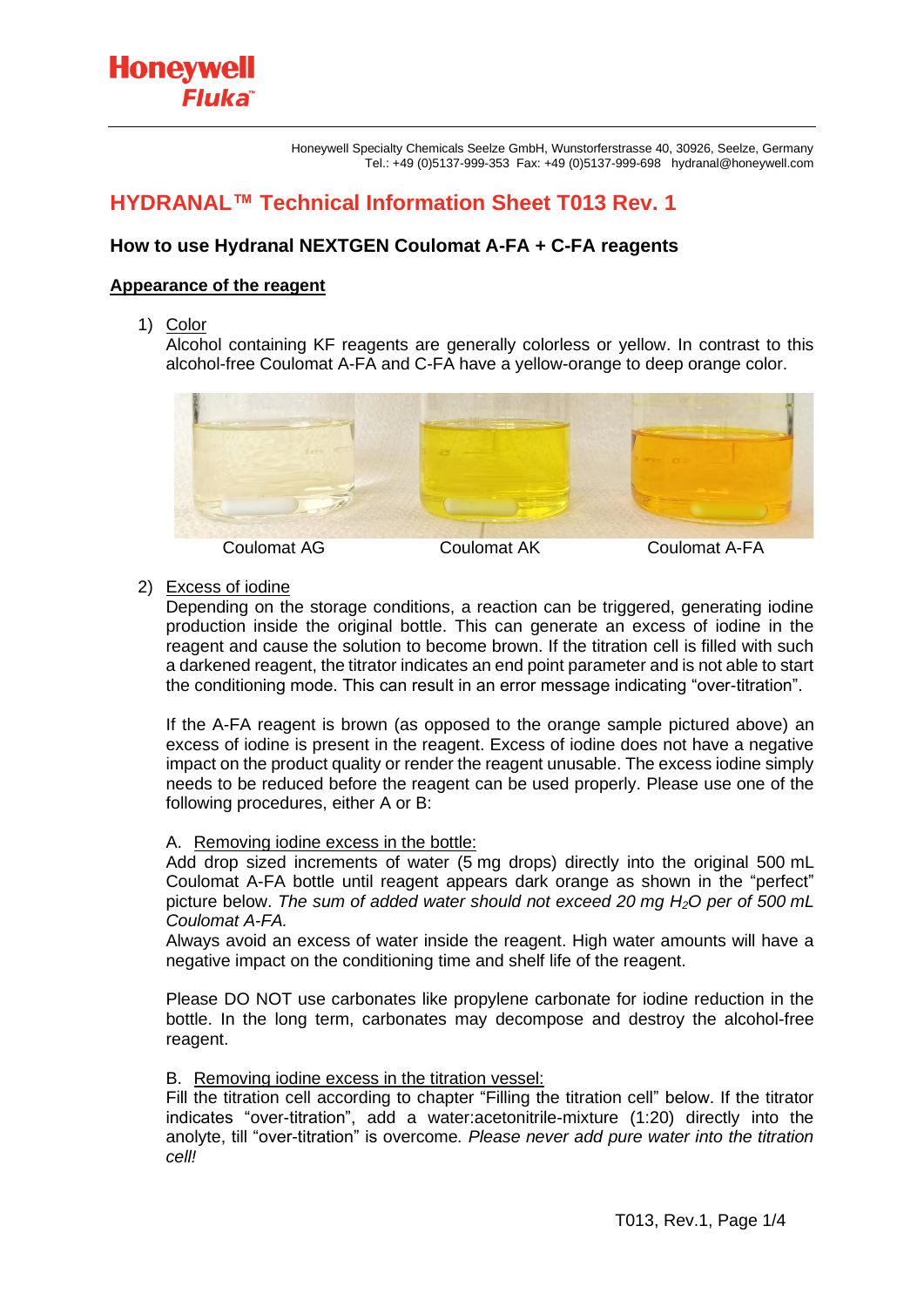Honeywell Specialty Chemicals Seelze GmbH, Wunstorferstrasse 40, 30926, Seelze, Germany
Tel.: +49 (0)5137-999-353 Fax: +49 (0)5137-999-698 hydranal@honeywell.com

# HYDRANAL™ Technical Information Sheet T013 Rev. 1

## How to use Hydranal NEXTGEN Coulomat A-FA + C-FA reagents

### Appearance of the reagent

1) Color

   Alcohol containing KF reagents are generally colorless or yellow. In contrast to this alcohol-free Coulomat A-FA and C-FA have a yellow-orange to deep orange color.

   Coulomat AG | Coulomat AK | Coulomat A-FA

2) Excess of iodine

   Depending on the storage conditions, a reaction can be triggered, generating iodine production inside the original bottle. This can generate an excess of iodine in the reagent and cause the solution to become brown. If the titration cell is filled with such a darkened reagent, the titrator indicates an end point parameter and is not able to start the conditioning mode. This can result in an error message indicating "over-titration".

   If the A-FA reagent is brown (as opposed to the orange sample pictured above) an excess of iodine is present in the reagent. Excess of iodine does not have a negative impact on the product quality or render the reagent unusable. The excess iodine simply needs to be reduced before the reagent can be used properly. Please use one of the following procedures, either A or B:

   A. Removing iodine excess in the bottle:

   Add drop sized increments of water (5 mg drops) directly into the original 500 mL Coulomat A-FA bottle until reagent appears dark orange as shown in the "perfect" picture below. *The sum of added water should not exceed 20 mg $H_2O$ per of 500 mL Coulomat A-FA.*

   Always avoid an excess of water inside the reagent. High water amounts will have a negative impact on the conditioning time and shelf life of the reagent.

   Please DO NOT use carbonates like propylene carbonate for iodine reduction in the bottle. In the long term, carbonates may decompose and destroy the alcohol-free reagent.

   B. Removing iodine excess in the titration vessel:

   Fill the titration cell according to chapter "Filling the titration cell" below. If the titrator indicates "over-titration", add a water:acetonitrile-mixture (1:20) directly into the anolyte, till "over-titration" is overcome. *Please never add pure water into the titration cell!*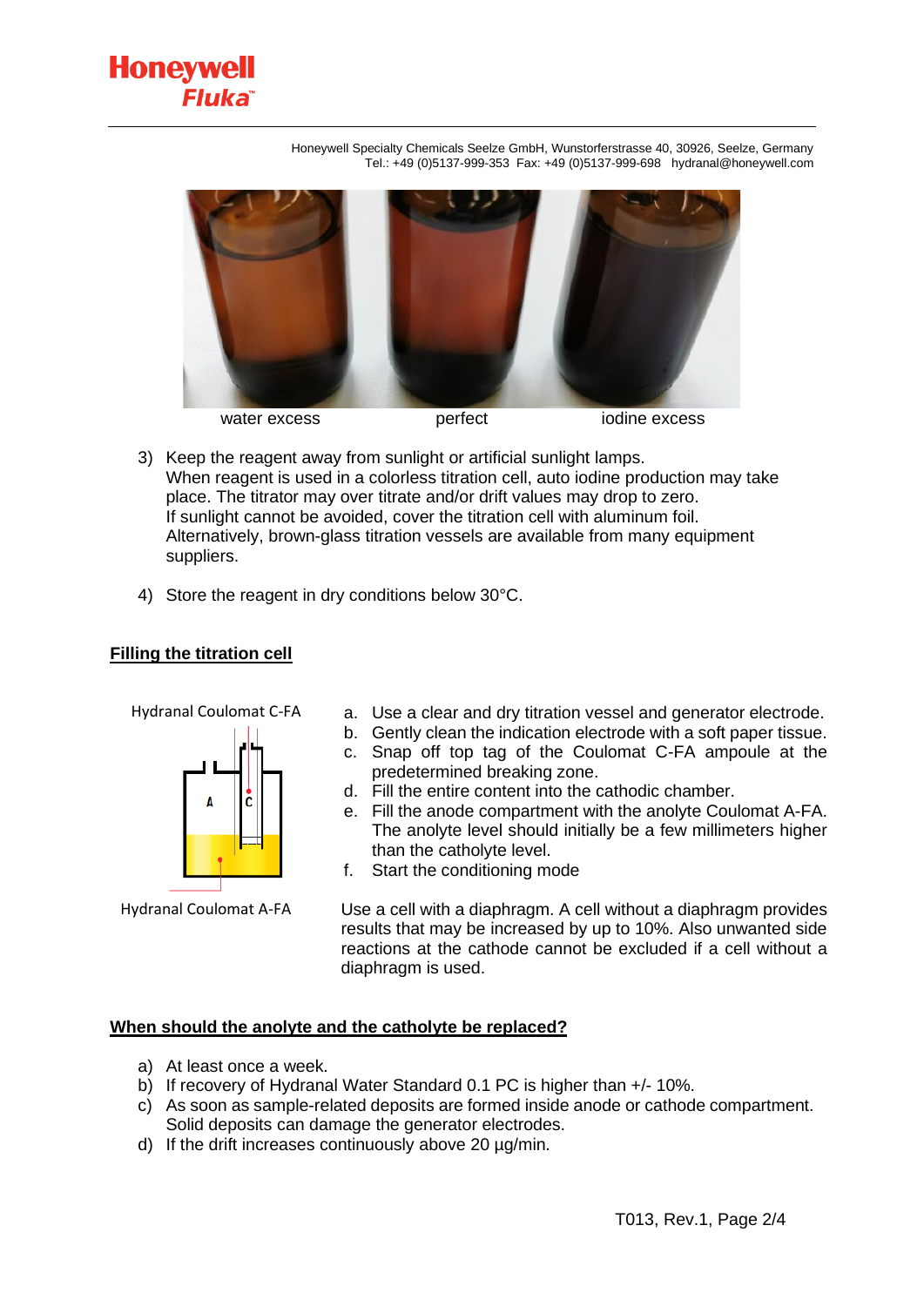Honeywell Specialty Chemicals Seelze GmbH, Wunstorferstrasse 40, 30926, Seelze, Germany
Tel.: +49 (0)5137-999-353 Fax: +49 (0)5137-999-698 hydranal@honeywell.com

water excess | perfect | iodine excess

3) Keep the reagent away from sunlight or artificial sunlight lamps.
   When reagent is used in a colorless titration cell, auto iodine production may take place. The titrator may over titrate and/or drift values may drop to zero.
   If sunlight cannot be avoided, cover the titration cell with aluminum foil.
   Alternatively, brown-glass titration vessels are available from many equipment suppliers.

4) Store the reagent in dry conditions below 30°C.

## Filling the titration cell

Hydranal Coulomat C-FA

Hydranal Coulomat A-FA

a. Use a clear and dry titration vessel and generator electrode.
b. Gently clean the indication electrode with a soft paper tissue.
c. Snap off top tag of the Coulomat C-FA ampoule at the predetermined breaking zone.
d. Fill the entire content into the cathodic chamber.
e. Fill the anode compartment with the anolyte Coulomat A-FA. The anolyte level should initially be a few millimeters higher than the catholyte level.
f. Start the conditioning mode

Use a cell with a diaphragm. A cell without a diaphragm provides results that may be increased by up to 10%. Also unwanted side reactions at the cathode cannot be excluded if a cell without a diaphragm is used.

## When should the anolyte and the catholyte be replaced?

a) At least once a week.
b) If recovery of Hydranal Water Standard 0.1 PC is higher than +/- 10%.
c) As soon as sample-related deposits are formed inside anode or cathode compartment. Solid deposits can damage the generator electrodes.
d) If the drift increases continuously above 20 µg/min.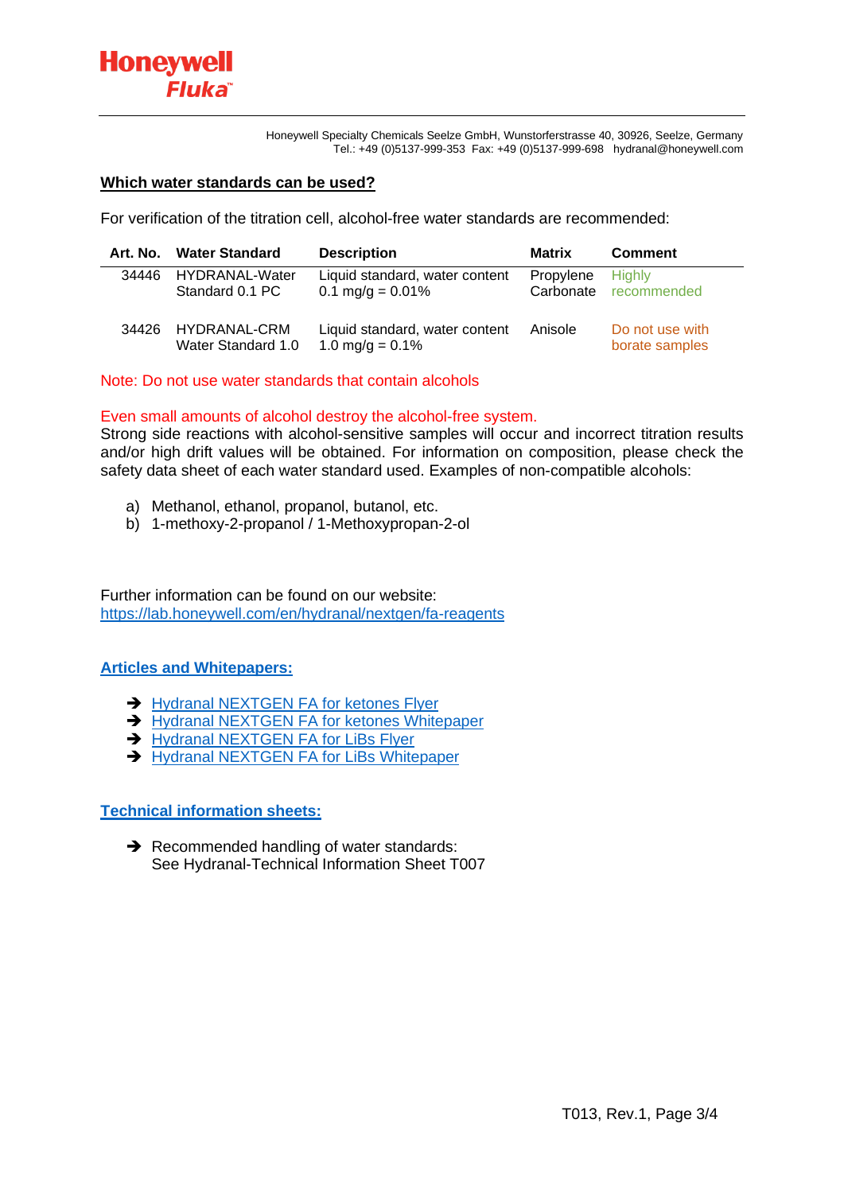Honeywell Specialty Chemicals Seelze GmbH, Wunstorferstrasse 40, 30926, Seelze, Germany
Tel.: +49 (0)5137-999-353 Fax: +49 (0)5137-999-698 hydranal@honeywell.com

## Which water standards can be used?

For verification of the titration cell, alcohol-free water standards are recommended:

| Art. No. | Water Standard | Description | Matrix | Comment |
|---|---|---|---|---|
| 34446 | HYDRANAL-Water Standard 0.1 PC | Liquid standard, water content 0.1 mg/g = 0.01% | Propylene Carbonate | Highly recommended |
| 34426 | HYDRANAL-CRM Water Standard 1.0 | Liquid standard, water content 1.0 mg/g = 0.1% | Anisole | Do not use with borate samples |

Note: Do not use water standards that contain alcohols

Even small amounts of alcohol destroy the alcohol-free system.
Strong side reactions with alcohol-sensitive samples will occur and incorrect titration results and/or high drift values will be obtained. For information on composition, please check the safety data sheet of each water standard used. Examples of non-compatible alcohols:

a) Methanol, ethanol, propanol, butanol, etc.
b) 1-methoxy-2-propanol / 1-Methoxypropan-2-ol

Further information can be found on our website:
https://lab.honeywell.com/en/hydranal/nextgen/fa-reagents

## Articles and Whitepapers:

- Hydranal NEXTGEN FA for ketones Flyer
- Hydranal NEXTGEN FA for ketones Whitepaper
- Hydranal NEXTGEN FA for LiBs Flyer
- Hydranal NEXTGEN FA for LiBs Whitepaper

## Technical information sheets:

- Recommended handling of water standards:
  See Hydranal-Technical Information Sheet T007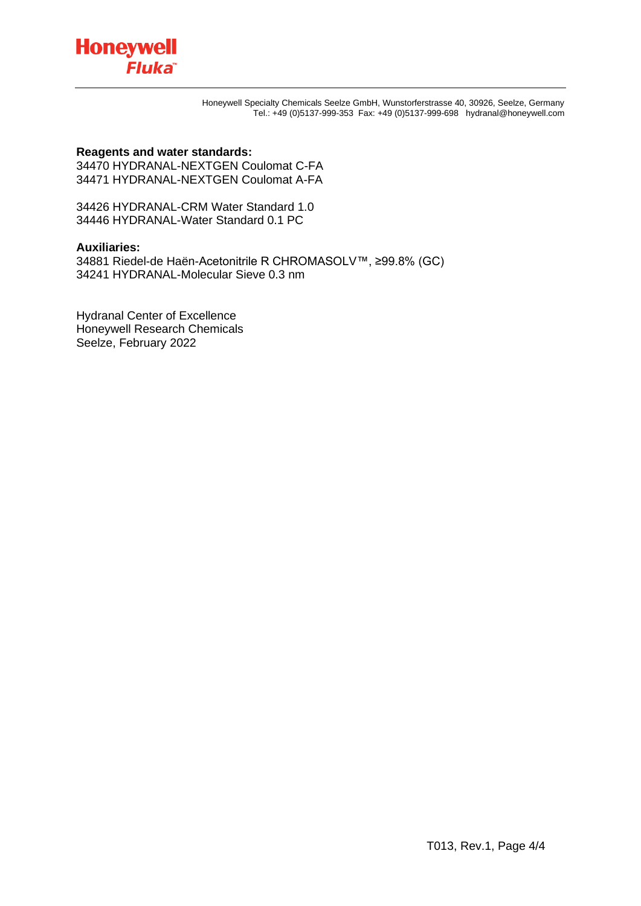**Reagents and water standards:**
34470 HYDRANAL-NEXTGEN Coulomat C-FA
34471 HYDRANAL-NEXTGEN Coulomat A-FA

34426 HYDRANAL-CRM Water Standard 1.0
34446 HYDRANAL-Water Standard 0.1 PC

**Auxiliaries:**
34881 Riedel-de Haën-Acetonitrile R CHROMASOLV™, ≥99.8% (GC)
34241 HYDRANAL-Molecular Sieve 0.3 nm

Hydranal Center of Excellence
Honeywell Research Chemicals
Seelze, February 2022